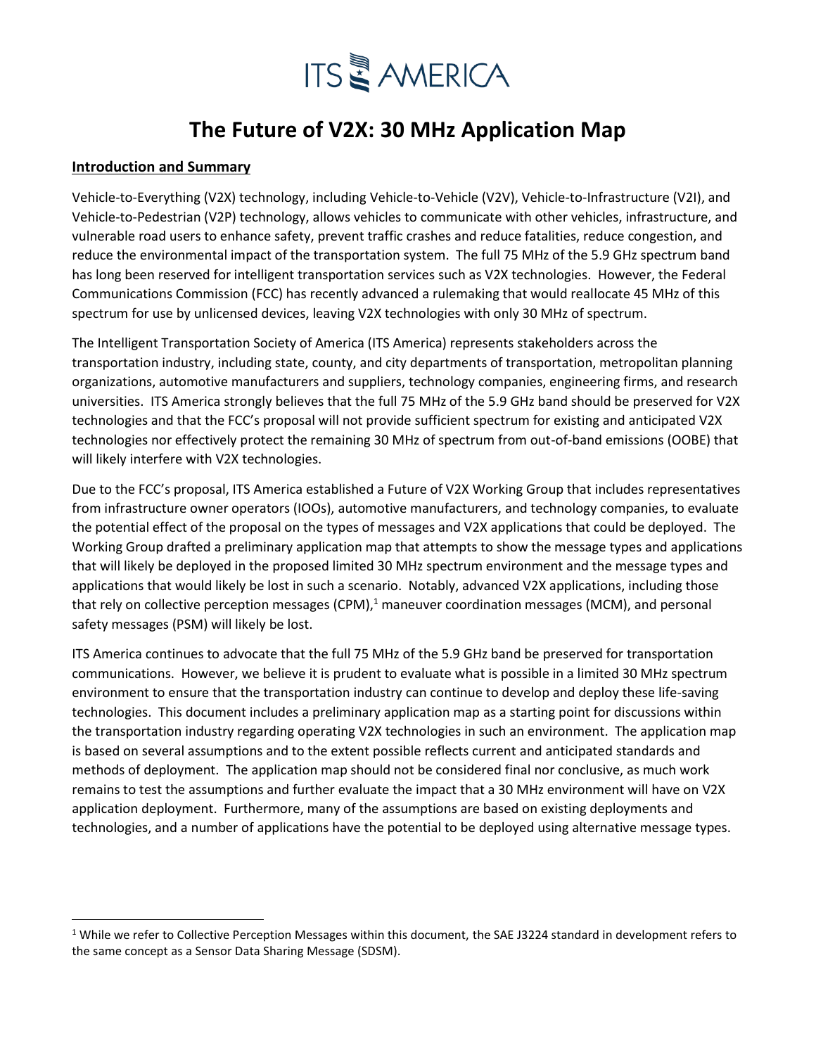ITS AMERICA

# The Future of V2X: 30 MHz Application Map

## Introduction and Summary

Vehicle-to-Everything (V2X) technology, including Vehicle-to-Vehicle (V2V), Vehicle-to-Infrastructure (V2I), and Vehicle-to-Pedestrian (V2P) technology, allows vehicles to communicate with other vehicles, infrastructure, and vulnerable road users to enhance safety, prevent traffic crashes and reduce fatalities, reduce congestion, and reduce the environmental impact of the transportation system. The full 75 MHz of the 5.9 GHz spectrum band has long been reserved for intelligent transportation services such as V2X technologies. However, the Federal Communications Commission (FCC) has recently advanced a rulemaking that would reallocate 45 MHz of this spectrum for use by unlicensed devices, leaving V2X technologies with only 30 MHz of spectrum.

The Intelligent Transportation Society of America (ITS America) represents stakeholders across the transportation industry, including state, county, and city departments of transportation, metropolitan planning organizations, automotive manufacturers and suppliers, technology companies, engineering firms, and research universities. ITS America strongly believes that the full 75 MHz of the 5.9 GHz band should be preserved for V2X technologies and that the FCC's proposal will not provide sufficient spectrum for existing and anticipated V2X technologies nor effectively protect the remaining 30 MHz of spectrum from out-of-band emissions (OOBE) that will likely interfere with V2X technologies.

Due to the FCC's proposal, ITS America established a Future of V2X Working Group that includes representatives from infrastructure owner operators (IOOs), automotive manufacturers, and technology companies, to evaluate the potential effect of the proposal on the types of messages and V2X applications that could be deployed. The Working Group drafted a preliminary application map that attempts to show the message types and applications that will likely be deployed in the proposed limited 30 MHz spectrum environment and the message types and applications that would likely be lost in such a scenario. Notably, advanced V2X applications, including those that rely on collective perception messages (CPM),[1] maneuver coordination messages (MCM), and personal safety messages (PSM) will likely be lost.

ITS America continues to advocate that the full 75 MHz of the 5.9 GHz band be preserved for transportation communications. However, we believe it is prudent to evaluate what is possible in a limited 30 MHz spectrum environment to ensure that the transportation industry can continue to develop and deploy these life-saving technologies. This document includes a preliminary application map as a starting point for discussions within the transportation industry regarding operating V2X technologies in such an environment. The application map is based on several assumptions and to the extent possible reflects current and anticipated standards and methods of deployment. The application map should not be considered final nor conclusive, as much work remains to test the assumptions and further evaluate the impact that a 30 MHz environment will have on V2X application deployment. Furthermore, many of the assumptions are based on existing deployments and technologies, and a number of applications have the potential to be deployed using alternative message types.

---

[1] While we refer to Collective Perception Messages within this document, the SAE J3224 standard in development refers to the same concept as a Sensor Data Sharing Message (SDSM).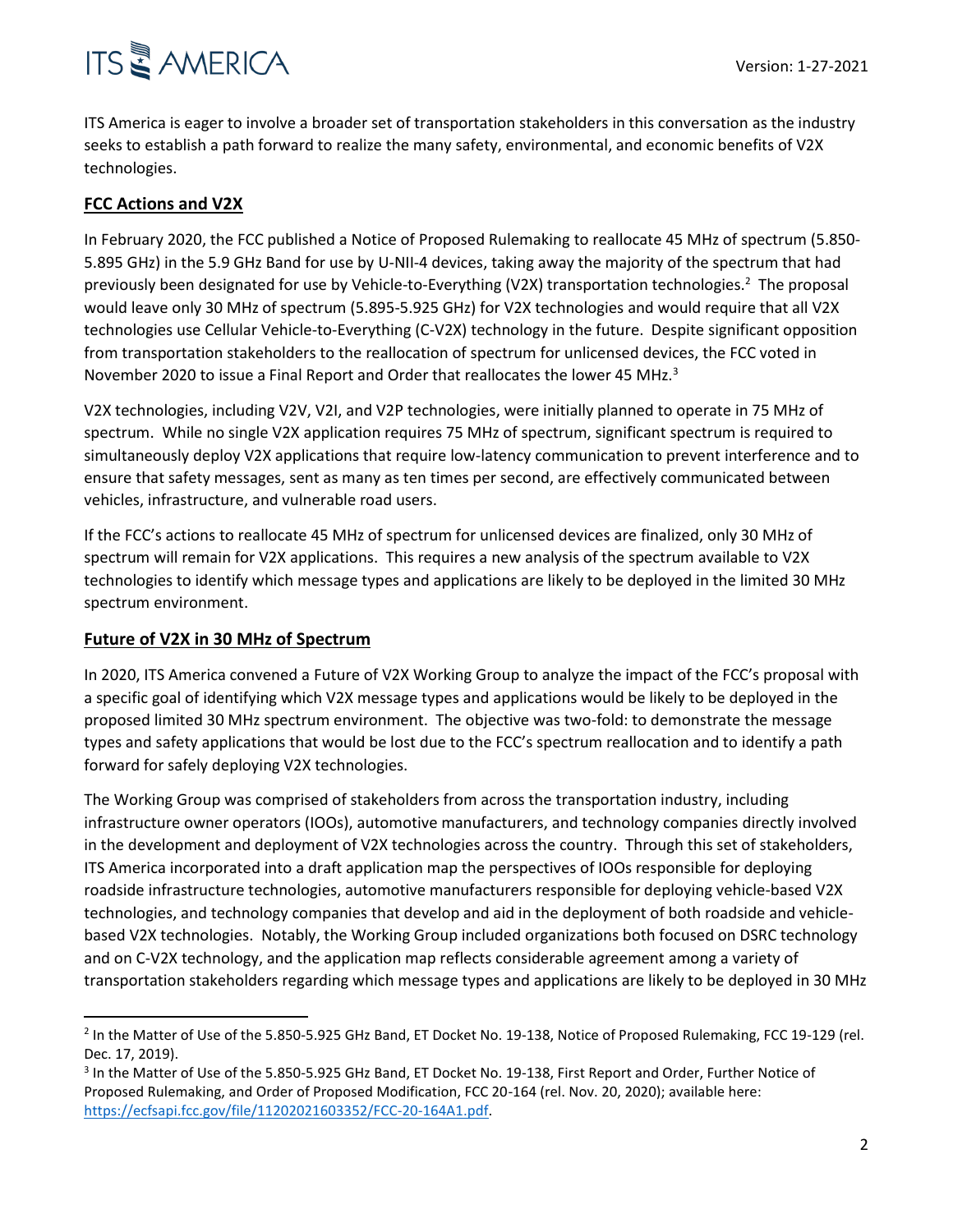ITS America is eager to involve a broader set of transportation stakeholders in this conversation as the industry seeks to establish a path forward to realize the many safety, environmental, and economic benefits of V2X technologies.

## FCC Actions and V2X

In February 2020, the FCC published a Notice of Proposed Rulemaking to reallocate 45 MHz of spectrum (5.850-5.895 GHz) in the 5.9 GHz Band for use by U-NII-4 devices, taking away the majority of the spectrum that had previously been designated for use by Vehicle-to-Everything (V2X) transportation technologies.[2] The proposal would leave only 30 MHz of spectrum (5.895-5.925 GHz) for V2X technologies and would require that all V2X technologies use Cellular Vehicle-to-Everything (C-V2X) technology in the future. Despite significant opposition from transportation stakeholders to the reallocation of spectrum for unlicensed devices, the FCC voted in November 2020 to issue a Final Report and Order that reallocates the lower 45 MHz.[3]

V2X technologies, including V2V, V2I, and V2P technologies, were initially planned to operate in 75 MHz of spectrum. While no single V2X application requires 75 MHz of spectrum, significant spectrum is required to simultaneously deploy V2X applications that require low-latency communication to prevent interference and to ensure that safety messages, sent as many as ten times per second, are effectively communicated between vehicles, infrastructure, and vulnerable road users.

If the FCC's actions to reallocate 45 MHz of spectrum for unlicensed devices are finalized, only 30 MHz of spectrum will remain for V2X applications. This requires a new analysis of the spectrum available to V2X technologies to identify which message types and applications are likely to be deployed in the limited 30 MHz spectrum environment.

## Future of V2X in 30 MHz of Spectrum

In 2020, ITS America convened a Future of V2X Working Group to analyze the impact of the FCC's proposal with a specific goal of identifying which V2X message types and applications would be likely to be deployed in the proposed limited 30 MHz spectrum environment. The objective was two-fold: to demonstrate the message types and safety applications that would be lost due to the FCC's spectrum reallocation and to identify a path forward for safely deploying V2X technologies.

The Working Group was comprised of stakeholders from across the transportation industry, including infrastructure owner operators (IOOs), automotive manufacturers, and technology companies directly involved in the development and deployment of V2X technologies across the country. Through this set of stakeholders, ITS America incorporated into a draft application map the perspectives of IOOs responsible for deploying roadside infrastructure technologies, automotive manufacturers responsible for deploying vehicle-based V2X technologies, and technology companies that develop and aid in the deployment of both roadside and vehicle-based V2X technologies. Notably, the Working Group included organizations both focused on DSRC technology and on C-V2X technology, and the application map reflects considerable agreement among a variety of transportation stakeholders regarding which message types and applications are likely to be deployed in 30 MHz

---

[2] In the Matter of Use of the 5.850-5.925 GHz Band, ET Docket No. 19-138, Notice of Proposed Rulemaking, FCC 19-129 (rel. Dec. 17, 2019).

[3] In the Matter of Use of the 5.850-5.925 GHz Band, ET Docket No. 19-138, First Report and Order, Further Notice of Proposed Rulemaking, and Order of Proposed Modification, FCC 20-164 (rel. Nov. 20, 2020); available here: https://ecfsapi.fcc.gov/file/11202021603352/FCC-20-164A1.pdf.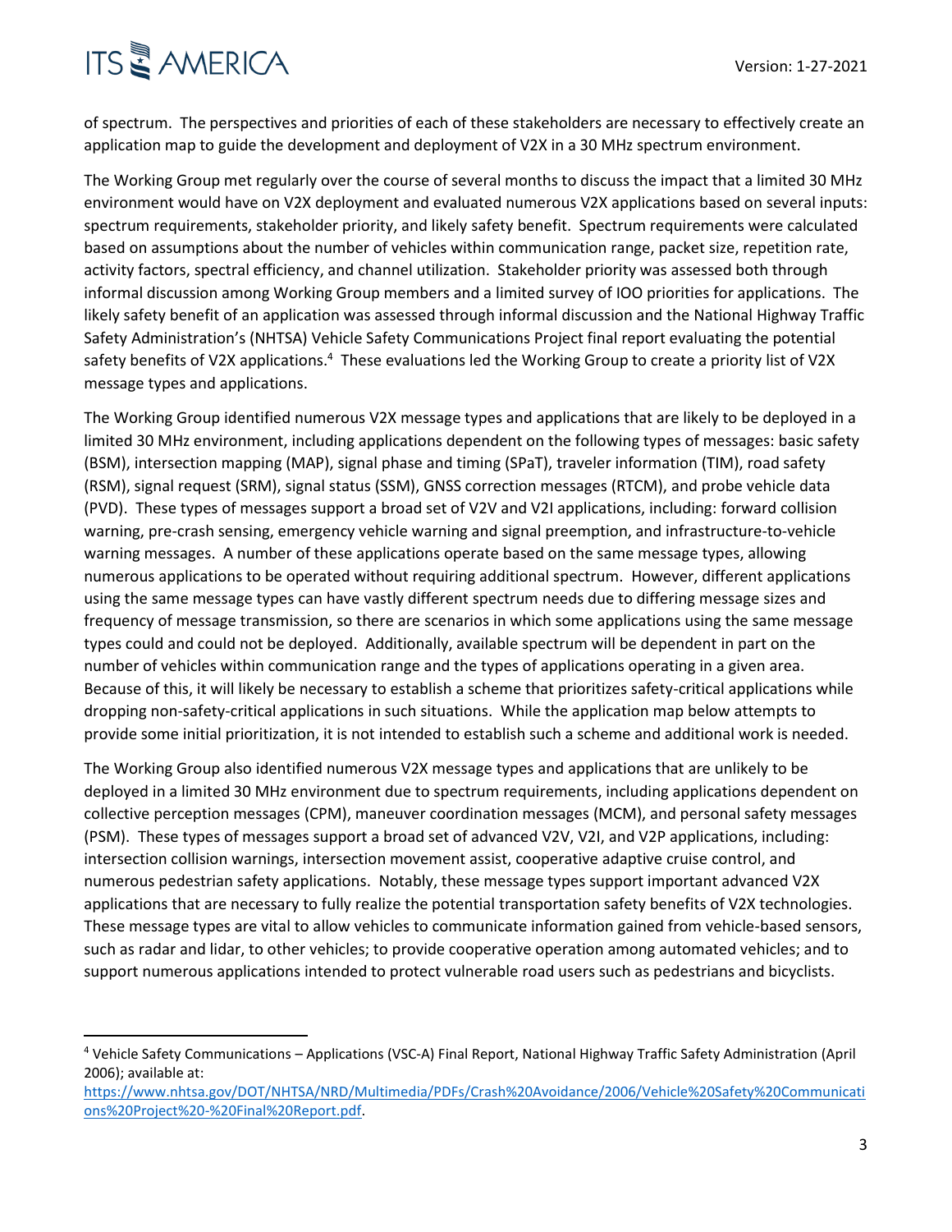of spectrum. The perspectives and priorities of each of these stakeholders are necessary to effectively create an application map to guide the development and deployment of V2X in a 30 MHz spectrum environment.

The Working Group met regularly over the course of several months to discuss the impact that a limited 30 MHz environment would have on V2X deployment and evaluated numerous V2X applications based on several inputs: spectrum requirements, stakeholder priority, and likely safety benefit. Spectrum requirements were calculated based on assumptions about the number of vehicles within communication range, packet size, repetition rate, activity factors, spectral efficiency, and channel utilization. Stakeholder priority was assessed both through informal discussion among Working Group members and a limited survey of IOO priorities for applications. The likely safety benefit of an application was assessed through informal discussion and the National Highway Traffic Safety Administration's (NHTSA) Vehicle Safety Communications Project final report evaluating the potential safety benefits of V2X applications.[4] These evaluations led the Working Group to create a priority list of V2X message types and applications.

The Working Group identified numerous V2X message types and applications that are likely to be deployed in a limited 30 MHz environment, including applications dependent on the following types of messages: basic safety (BSM), intersection mapping (MAP), signal phase and timing (SPaT), traveler information (TIM), road safety (RSM), signal request (SRM), signal status (SSM), GNSS correction messages (RTCM), and probe vehicle data (PVD). These types of messages support a broad set of V2V and V2I applications, including: forward collision warning, pre-crash sensing, emergency vehicle warning and signal preemption, and infrastructure-to-vehicle warning messages. A number of these applications operate based on the same message types, allowing numerous applications to be operated without requiring additional spectrum. However, different applications using the same message types can have vastly different spectrum needs due to differing message sizes and frequency of message transmission, so there are scenarios in which some applications using the same message types could and could not be deployed. Additionally, available spectrum will be dependent in part on the number of vehicles within communication range and the types of applications operating in a given area. Because of this, it will likely be necessary to establish a scheme that prioritizes safety-critical applications while dropping non-safety-critical applications in such situations. While the application map below attempts to provide some initial prioritization, it is not intended to establish such a scheme and additional work is needed.

The Working Group also identified numerous V2X message types and applications that are unlikely to be deployed in a limited 30 MHz environment due to spectrum requirements, including applications dependent on collective perception messages (CPM), maneuver coordination messages (MCM), and personal safety messages (PSM). These types of messages support a broad set of advanced V2V, V2I, and V2P applications, including: intersection collision warnings, intersection movement assist, cooperative adaptive cruise control, and numerous pedestrian safety applications. Notably, these message types support important advanced V2X applications that are necessary to fully realize the potential transportation safety benefits of V2X technologies. These message types are vital to allow vehicles to communicate information gained from vehicle-based sensors, such as radar and lidar, to other vehicles; to provide cooperative operation among automated vehicles; and to support numerous applications intended to protect vulnerable road users such as pedestrians and bicyclists.

---

[4] Vehicle Safety Communications – Applications (VSC-A) Final Report, National Highway Traffic Safety Administration (April 2006); available at: [https://www.nhtsa.gov/DOT/NHTSA/NRD/Multimedia/PDFs/Crash%20Avoidance/2006/Vehicle%20Safety%20Communications%20Project%20-%20Final%20Report.pdf](https://www.nhtsa.gov/DOT/NHTSA/NRD/Multimedia/PDFs/Crash%20Avoidance/2006/Vehicle%20Safety%20Communications%20Project%20-%20Final%20Report.pdf).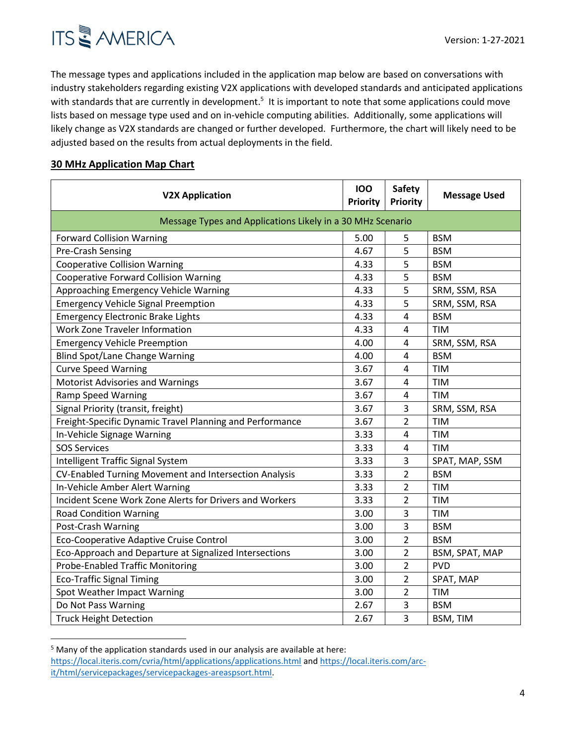The message types and applications included in the application map below are based on conversations with industry stakeholders regarding existing V2X applications with developed standards and anticipated applications with standards that are currently in development.[5] It is important to note that some applications could move lists based on message type used and on in-vehicle computing abilities. Additionally, some applications will likely change as V2X standards are changed or further developed. Furthermore, the chart will likely need to be adjusted based on the results from actual deployments in the field.

**30 MHz Application Map Chart**

| V2X Application | IOO Priority | Safety Priority | Message Used |
|---|---|---|---|
| Message Types and Applications Likely in a 30 MHz Scenario | | | |
| Forward Collision Warning | 5.00 | 5 | BSM |
| Pre-Crash Sensing | 4.67 | 5 | BSM |
| Cooperative Collision Warning | 4.33 | 5 | BSM |
| Cooperative Forward Collision Warning | 4.33 | 5 | BSM |
| Approaching Emergency Vehicle Warning | 4.33 | 5 | SRM, SSM, RSA |
| Emergency Vehicle Signal Preemption | 4.33 | 5 | SRM, SSM, RSA |
| Emergency Electronic Brake Lights | 4.33 | 4 | BSM |
| Work Zone Traveler Information | 4.33 | 4 | TIM |
| Emergency Vehicle Preemption | 4.00 | 4 | SRM, SSM, RSA |
| Blind Spot/Lane Change Warning | 4.00 | 4 | BSM |
| Curve Speed Warning | 3.67 | 4 | TIM |
| Motorist Advisories and Warnings | 3.67 | 4 | TIM |
| Ramp Speed Warning | 3.67 | 4 | TIM |
| Signal Priority (transit, freight) | 3.67 | 3 | SRM, SSM, RSA |
| Freight-Specific Dynamic Travel Planning and Performance | 3.67 | 2 | TIM |
| In-Vehicle Signage Warning | 3.33 | 4 | TIM |
| SOS Services | 3.33 | 4 | TIM |
| Intelligent Traffic Signal System | 3.33 | 3 | SPAT, MAP, SSM |
| CV-Enabled Turning Movement and Intersection Analysis | 3.33 | 2 | BSM |
| In-Vehicle Amber Alert Warning | 3.33 | 2 | TIM |
| Incident Scene Work Zone Alerts for Drivers and Workers | 3.33 | 2 | TIM |
| Road Condition Warning | 3.00 | 3 | TIM |
| Post-Crash Warning | 3.00 | 3 | BSM |
| Eco-Cooperative Adaptive Cruise Control | 3.00 | 2 | BSM |
| Eco-Approach and Departure at Signalized Intersections | 3.00 | 2 | BSM, SPAT, MAP |
| Probe-Enabled Traffic Monitoring | 3.00 | 2 | PVD |
| Eco-Traffic Signal Timing | 3.00 | 2 | SPAT, MAP |
| Spot Weather Impact Warning | 3.00 | 2 | TIM |
| Do Not Pass Warning | 2.67 | 3 | BSM |
| Truck Height Detection | 2.67 | 3 | BSM, TIM |

[5] Many of the application standards used in our analysis are available at here: https://local.iteris.com/cvria/html/applications/applications.html and https://local.iteris.com/arc-it/html/servicepackages/servicepackages-areaspsort.html.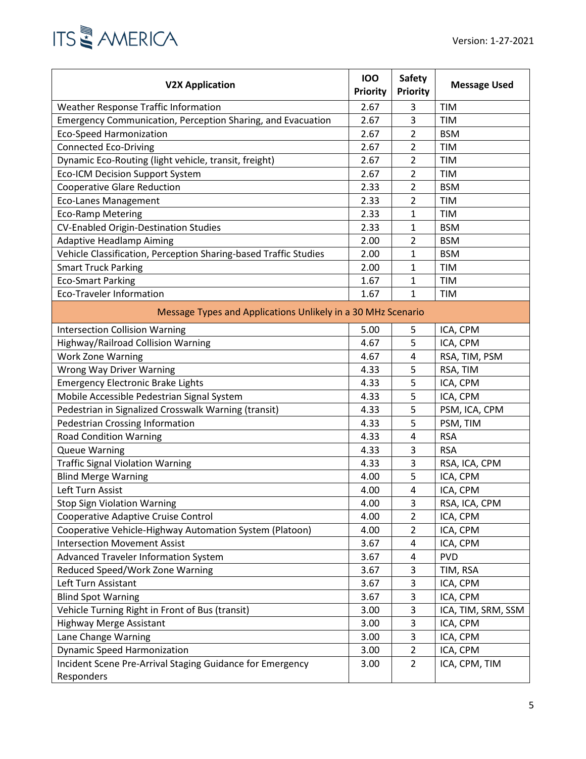| V2X Application | IOO Priority | Safety Priority | Message Used |
|---|---|---|---|
| Weather Response Traffic Information | 2.67 | 3 | TIM |
| Emergency Communication, Perception Sharing, and Evacuation | 2.67 | 3 | TIM |
| Eco-Speed Harmonization | 2.67 | 2 | BSM |
| Connected Eco-Driving | 2.67 | 2 | TIM |
| Dynamic Eco-Routing (light vehicle, transit, freight) | 2.67 | 2 | TIM |
| Eco-ICM Decision Support System | 2.67 | 2 | TIM |
| Cooperative Glare Reduction | 2.33 | 2 | BSM |
| Eco-Lanes Management | 2.33 | 2 | TIM |
| Eco-Ramp Metering | 2.33 | 1 | TIM |
| CV-Enabled Origin-Destination Studies | 2.33 | 1 | BSM |
| Adaptive Headlamp Aiming | 2.00 | 2 | BSM |
| Vehicle Classification, Perception Sharing-based Traffic Studies | 2.00 | 1 | BSM |
| Smart Truck Parking | 2.00 | 1 | TIM |
| Eco-Smart Parking | 1.67 | 1 | TIM |
| Eco-Traveler Information | 1.67 | 1 | TIM |
| Message Types and Applications Unlikely in a 30 MHz Scenario | | | |
| Intersection Collision Warning | 5.00 | 5 | ICA, CPM |
| Highway/Railroad Collision Warning | 4.67 | 5 | ICA, CPM |
| Work Zone Warning | 4.67 | 4 | RSA, TIM, PSM |
| Wrong Way Driver Warning | 4.33 | 5 | RSA, TIM |
| Emergency Electronic Brake Lights | 4.33 | 5 | ICA, CPM |
| Mobile Accessible Pedestrian Signal System | 4.33 | 5 | ICA, CPM |
| Pedestrian in Signalized Crosswalk Warning (transit) | 4.33 | 5 | PSM, ICA, CPM |
| Pedestrian Crossing Information | 4.33 | 5 | PSM, TIM |
| Road Condition Warning | 4.33 | 4 | RSA |
| Queue Warning | 4.33 | 3 | RSA |
| Traffic Signal Violation Warning | 4.33 | 3 | RSA, ICA, CPM |
| Blind Merge Warning | 4.00 | 5 | ICA, CPM |
| Left Turn Assist | 4.00 | 4 | ICA, CPM |
| Stop Sign Violation Warning | 4.00 | 3 | RSA, ICA, CPM |
| Cooperative Adaptive Cruise Control | 4.00 | 2 | ICA, CPM |
| Cooperative Vehicle-Highway Automation System (Platoon) | 4.00 | 2 | ICA, CPM |
| Intersection Movement Assist | 3.67 | 4 | ICA, CPM |
| Advanced Traveler Information System | 3.67 | 4 | PVD |
| Reduced Speed/Work Zone Warning | 3.67 | 3 | TIM, RSA |
| Left Turn Assistant | 3.67 | 3 | ICA, CPM |
| Blind Spot Warning | 3.67 | 3 | ICA, CPM |
| Vehicle Turning Right in Front of Bus (transit) | 3.00 | 3 | ICA, TIM, SRM, SSM |
| Highway Merge Assistant | 3.00 | 3 | ICA, CPM |
| Lane Change Warning | 3.00 | 3 | ICA, CPM |
| Dynamic Speed Harmonization | 3.00 | 2 | ICA, CPM |
| Incident Scene Pre-Arrival Staging Guidance for Emergency Responders | 3.00 | 2 | ICA, CPM, TIM |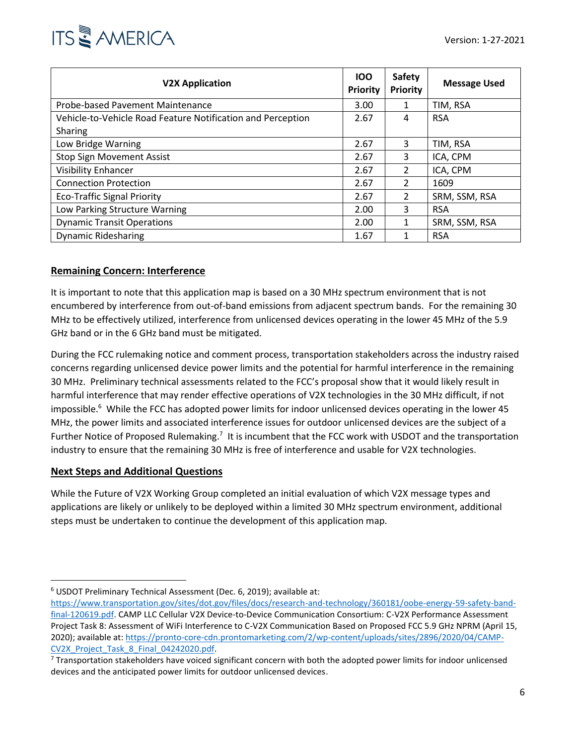| V2X Application | IOO Priority | Safety Priority | Message Used |
| --- | --- | --- | --- |
| Probe-based Pavement Maintenance | 3.00 | 1 | TIM, RSA |
| Vehicle-to-Vehicle Road Feature Notification and Perception Sharing | 2.67 | 4 | RSA |
| Low Bridge Warning | 2.67 | 3 | TIM, RSA |
| Stop Sign Movement Assist | 2.67 | 3 | ICA, CPM |
| Visibility Enhancer | 2.67 | 2 | ICA, CPM |
| Connection Protection | 2.67 | 2 | 1609 |
| Eco-Traffic Signal Priority | 2.67 | 2 | SRM, SSM, RSA |
| Low Parking Structure Warning | 2.00 | 3 | RSA |
| Dynamic Transit Operations | 2.00 | 1 | SRM, SSM, RSA |
| Dynamic Ridesharing | 1.67 | 1 | RSA |

## Remaining Concern: Interference

It is important to note that this application map is based on a 30 MHz spectrum environment that is not encumbered by interference from out-of-band emissions from adjacent spectrum bands. For the remaining 30 MHz to be effectively utilized, interference from unlicensed devices operating in the lower 45 MHz of the 5.9 GHz band or in the 6 GHz band must be mitigated.

During the FCC rulemaking notice and comment process, transportation stakeholders across the industry raised concerns regarding unlicensed device power limits and the potential for harmful interference in the remaining 30 MHz. Preliminary technical assessments related to the FCC's proposal show that it would likely result in harmful interference that may render effective operations of V2X technologies in the 30 MHz difficult, if not impossible.[6] While the FCC has adopted power limits for indoor unlicensed devices operating in the lower 45 MHz, the power limits and associated interference issues for outdoor unlicensed devices are the subject of a Further Notice of Proposed Rulemaking.[7] It is incumbent that the FCC work with USDOT and the transportation industry to ensure that the remaining 30 MHz is free of interference and usable for V2X technologies.

## Next Steps and Additional Questions

While the Future of V2X Working Group completed an initial evaluation of which V2X message types and applications are likely or unlikely to be deployed within a limited 30 MHz spectrum environment, additional steps must be undertaken to continue the development of this application map.

---

[6] USDOT Preliminary Technical Assessment (Dec. 6, 2019); available at: https://www.transportation.gov/sites/dot.gov/files/docs/research-and-technology/360181/oobe-energy-59-safety-band-final-120619.pdf. CAMP LLC Cellular V2X Device-to-Device Communication Consortium: C-V2X Performance Assessment Project Task 8: Assessment of WiFi Interference to C-V2X Communication Based on Proposed FCC 5.9 GHz NPRM (April 15, 2020); available at: https://pronto-core-cdn.prontomarketing.com/2/wp-content/uploads/sites/2896/2020/04/CAMP-CV2X_Project_Task_8_Final_04242020.pdf.

[7] Transportation stakeholders have voiced significant concern with both the adopted power limits for indoor unlicensed devices and the anticipated power limits for outdoor unlicensed devices.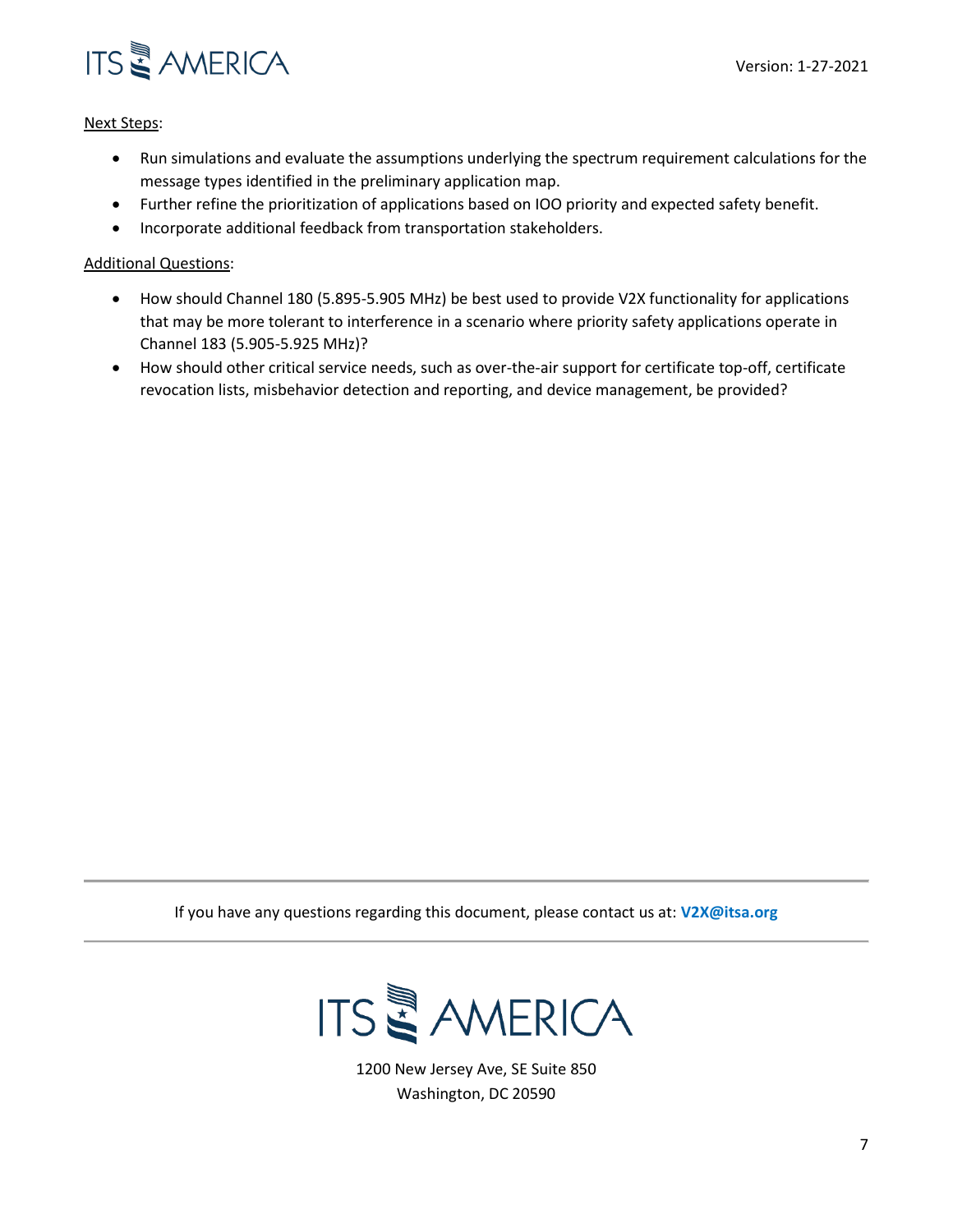<u>Next Steps</u>:

- Run simulations and evaluate the assumptions underlying the spectrum requirement calculations for the message types identified in the preliminary application map.
- Further refine the prioritization of applications based on IOO priority and expected safety benefit.
- Incorporate additional feedback from transportation stakeholders.

<u>Additional Questions</u>:

- How should Channel 180 (5.895-5.905 MHz) be best used to provide V2X functionality for applications that may be more tolerant to interference in a scenario where priority safety applications operate in Channel 183 (5.905-5.925 MHz)?
- How should other critical service needs, such as over-the-air support for certificate top-off, certificate revocation lists, misbehavior detection and reporting, and device management, be provided?

---

If you have any questions regarding this document, please contact us at: **V2X@itsa.org**

---

ITS AMERICA

1200 New Jersey Ave, SE Suite 850
Washington, DC 20590